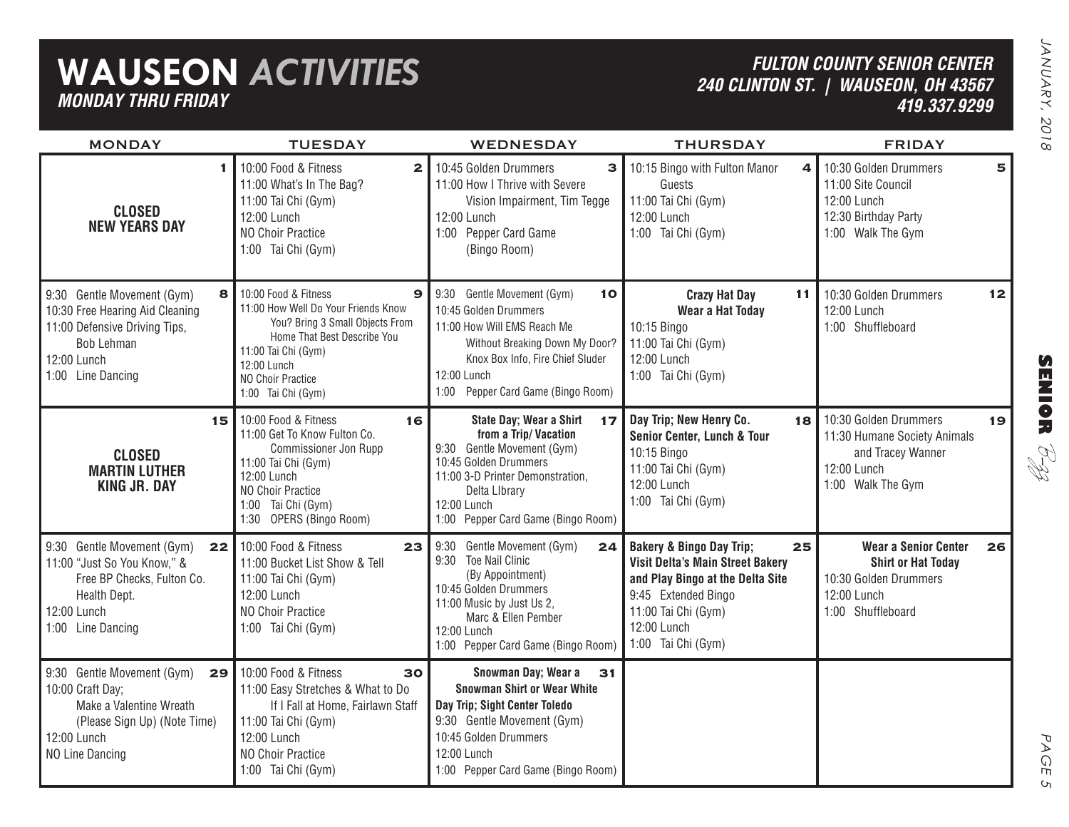# WAUSEON *ACTIVITIES*

***MONDAY THRU FRIDAY***

***FULTON COUNTY SENIOR CENTER***
***240 CLINTON ST. | WAUSEON, OH 43567***
***419.337.9299***

| MONDAY | TUESDAY | WEDNESDAY | THURSDAY | FRIDAY |
|---|---|---|---|---|
| **1** **CLOSED NEW YEARS DAY** | **2** 10:00 Food & Fitness<br>11:00 What's In The Bag?<br>11:00 Tai Chi (Gym)<br>12:00 Lunch<br>NO Choir Practice<br>1:00 Tai Chi (Gym) | **3** 10:45 Golden Drummers<br>11:00 How I Thrive with Severe Vision Impairment, Tim Tegge<br>12:00 Lunch<br>1:00 Pepper Card Game (Bingo Room) | **4** 10:15 Bingo with Fulton Manor Guests<br>11:00 Tai Chi (Gym)<br>12:00 Lunch<br>1:00 Tai Chi (Gym) | **5** 10:30 Golden Drummers<br>11:00 Site Council<br>12:00 Lunch<br>12:30 Birthday Party<br>1:00 Walk The Gym |
| **8** 9:30 Gentle Movement (Gym)<br>10:30 Free Hearing Aid Cleaning<br>11:00 Defensive Driving Tips, Bob Lehman<br>12:00 Lunch<br>1:00 Line Dancing | **9** 10:00 Food & Fitness<br>11:00 How Well Do Your Friends Know You? Bring 3 Small Objects From Home That Best Describe You<br>11:00 Tai Chi (Gym)<br>12:00 Lunch<br>NO Choir Practice<br>1:00 Tai Chi (Gym) | **10** 9:30 Gentle Movement (Gym)<br>10:45 Golden Drummers<br>11:00 How Will EMS Reach Me Without Breaking Down My Door? Knox Box Info, Fire Chief Sluder<br>12:00 Lunch<br>1:00 Pepper Card Game (Bingo Room) | **11** **Crazy Hat Day Wear a Hat Today**<br>10:15 Bingo<br>11:00 Tai Chi (Gym)<br>12:00 Lunch<br>1:00 Tai Chi (Gym) | **12** 10:30 Golden Drummers<br>12:00 Lunch<br>1:00 Shuffleboard |
| **15** **CLOSED MARTIN LUTHER KING JR. DAY** | **16** 10:00 Food & Fitness<br>11:00 Get To Know Fulton Co. Commissioner Jon Rupp<br>11:00 Tai Chi (Gym)<br>12:00 Lunch<br>NO Choir Practice<br>1:00 Tai Chi (Gym)<br>1:30 OPERS (Bingo Room) | **17** **State Day; Wear a Shirt from a Trip/ Vacation**<br>9:30 Gentle Movement (Gym)<br>10:45 Golden Drummers<br>11:00 3-D Printer Demonstration, Delta LIbrary<br>12:00 Lunch<br>1:00 Pepper Card Game (Bingo Room) | **18** **Day Trip; New Henry Co. Senior Center, Lunch & Tour**<br>10:15 Bingo<br>11:00 Tai Chi (Gym)<br>12:00 Lunch<br>1:00 Tai Chi (Gym) | **19** 10:30 Golden Drummers<br>11:30 Humane Society Animals and Tracey Wanner<br>12:00 Lunch<br>1:00 Walk The Gym |
| **22** 9:30 Gentle Movement (Gym)<br>11:00 "Just So You Know," & Free BP Checks, Fulton Co. Health Dept.<br>12:00 Lunch<br>1:00 Line Dancing | **23** 10:00 Food & Fitness<br>11:00 Bucket List Show & Tell<br>11:00 Tai Chi (Gym)<br>12:00 Lunch<br>NO Choir Practice<br>1:00 Tai Chi (Gym) | **24** 9:30 Gentle Movement (Gym)<br>9:30 Toe Nail Clinic (By Appointment)<br>10:45 Golden Drummers<br>11:00 Music by Just Us 2, Marc & Ellen Pember<br>12:00 Lunch<br>1:00 Pepper Card Game (Bingo Room) | **25** **Bakery & Bingo Day Trip; Visit Delta's Main Street Bakery and Play Bingo at the Delta Site**<br>9:45 Extended Bingo<br>11:00 Tai Chi (Gym)<br>12:00 Lunch<br>1:00 Tai Chi (Gym) | **26** **Wear a Senior Center Shirt or Hat Today**<br>10:30 Golden Drummers<br>12:00 Lunch<br>1:00 Shuffleboard |
| **29** 9:30 Gentle Movement (Gym)<br>10:00 Craft Day; Make a Valentine Wreath (Please Sign Up) (Note Time)<br>12:00 Lunch<br>NO Line Dancing | **30** 10:00 Food & Fitness<br>11:00 Easy Stretches & What to Do If I Fall at Home, Fairlawn Staff<br>11:00 Tai Chi (Gym)<br>12:00 Lunch<br>NO Choir Practice<br>1:00 Tai Chi (Gym) | **31** **Snowman Day; Wear a Snowman Shirt or Wear White**<br>**Day Trip; Sight Center Toledo**<br>9:30 Gentle Movement (Gym)<br>10:45 Golden Drummers<br>12:00 Lunch<br>1:00 Pepper Card Game (Bingo Room) | | |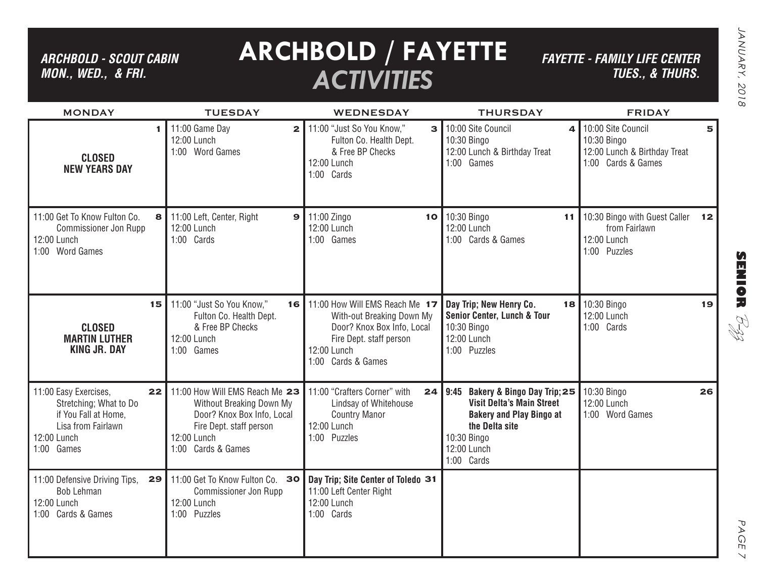# ARCHBOLD / FAYETTE *ACTIVITIES*

***ARCHBOLD - SCOUT CABIN MON., WED., & FRI.***

***FAYETTE - FAMILY LIFE CENTER TUES., & THURS.***

| MONDAY | TUESDAY | WEDNESDAY | THURSDAY | FRIDAY |
|---|---|---|---|---|
| **1** **CLOSED NEW YEARS DAY** | **2** 11:00 Game Day<br>12:00 Lunch<br>1:00 Word Games | **3** 11:00 "Just So You Know," Fulton Co. Health Dept. & Free BP Checks<br>12:00 Lunch<br>1:00 Cards | **4** 10:00 Site Council<br>10:30 Bingo<br>12:00 Lunch & Birthday Treat<br>1:00 Games | **5** 10:00 Site Council<br>10:30 Bingo<br>12:00 Lunch & Birthday Treat<br>1:00 Cards & Games |
| **8** 11:00 Get To Know Fulton Co. Commissioner Jon Rupp<br>12:00 Lunch<br>1:00 Word Games | **9** 11:00 Left, Center, Right<br>12:00 Lunch<br>1:00 Cards | **10** 11:00 Zingo<br>12:00 Lunch<br>1:00 Games | **11** 10:30 Bingo<br>12:00 Lunch<br>1:00 Cards & Games | **12** 10:30 Bingo with Guest Caller from Fairlawn<br>12:00 Lunch<br>1:00 Puzzles |
| **15** **CLOSED MARTIN LUTHER KING JR. DAY** | **16** 11:00 "Just So You Know," Fulton Co. Health Dept. & Free BP Checks<br>12:00 Lunch<br>1:00 Games | **17** 11:00 How Will EMS Reach Me With-out Breaking Down My Door? Knox Box Info, Local Fire Dept. staff person<br>12:00 Lunch<br>1:00 Cards & Games | **18** **Day Trip; New Henry Co. Senior Center, Lunch & Tour**<br>10:30 Bingo<br>12:00 Lunch<br>1:00 Puzzles | **19** 10:30 Bingo<br>12:00 Lunch<br>1:00 Cards |
| **22** 11:00 Easy Exercises, Stretching; What to Do if You Fall at Home, Lisa from Fairlawn<br>12:00 Lunch<br>1:00 Games | **23** 11:00 How Will EMS Reach Me Without Breaking Down My Door? Knox Box Info, Local Fire Dept. staff person<br>12:00 Lunch<br>1:00 Cards & Games | **24** 11:00 "Crafters Corner" with Lindsay of Whitehouse Country Manor<br>12:00 Lunch<br>1:00 Puzzles | **25** **9:45 Bakery & Bingo Day Trip; Visit Delta's Main Street Bakery and Play Bingo at the Delta site**<br>10:30 Bingo<br>12:00 Lunch<br>1:00 Cards | **26** 10:30 Bingo<br>12:00 Lunch<br>1:00 Word Games |
| **29** 11:00 Defensive Driving Tips, Bob Lehman<br>12:00 Lunch<br>1:00 Cards & Games | **30** 11:00 Get To Know Fulton Co. Commissioner Jon Rupp<br>12:00 Lunch<br>1:00 Puzzles | **31** **Day Trip; Site Center of Toledo**<br>11:00 Left Center Right<br>12:00 Lunch<br>1:00 Cards | | |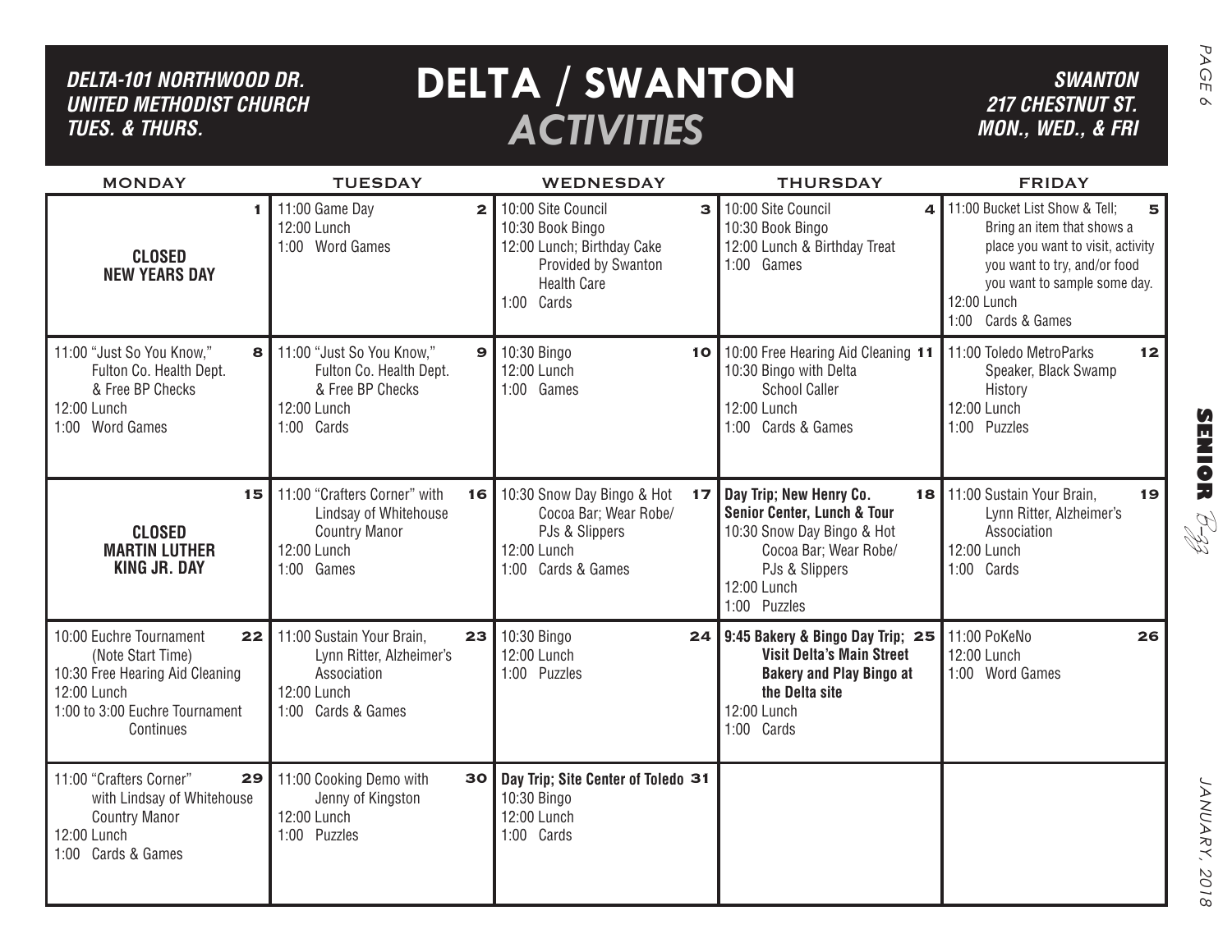*DELTA-101 NORTHWOOD DR.*
*UNITED METHODIST CHURCH*
*TUES. & THURS.*

# DELTA / SWANTON *ACTIVITIES*

*SWANTON*
*217 CHESTNUT ST.*
*MON., WED., & FRI*

| MONDAY | TUESDAY | WEDNESDAY | THURSDAY | FRIDAY |
|---|---|---|---|---|
| 1 **CLOSED NEW YEARS DAY** | 2 11:00 Game Day<br>12:00 Lunch<br>1:00 Word Games | 3 10:00 Site Council<br>10:30 Book Bingo<br>12:00 Lunch; Birthday Cake Provided by Swanton Health Care<br>1:00 Cards | 4 10:00 Site Council<br>10:30 Book Bingo<br>12:00 Lunch & Birthday Treat<br>1:00 Games | 5 11:00 Bucket List Show & Tell; Bring an item that shows a place you want to visit, activity you want to try, and/or food you want to sample some day.<br>12:00 Lunch<br>1:00 Cards & Games |
| 8 11:00 "Just So You Know," Fulton Co. Health Dept. & Free BP Checks<br>12:00 Lunch<br>1:00 Word Games | 9 11:00 "Just So You Know," Fulton Co. Health Dept. & Free BP Checks<br>12:00 Lunch<br>1:00 Cards | 10 10:30 Bingo<br>12:00 Lunch<br>1:00 Games | 11 10:00 Free Hearing Aid Cleaning<br>10:30 Bingo with Delta School Caller<br>12:00 Lunch<br>1:00 Cards & Games | 12 11:00 Toledo MetroParks Speaker, Black Swamp History<br>12:00 Lunch<br>1:00 Puzzles |
| 15 **CLOSED MARTIN LUTHER KING JR. DAY** | 16 11:00 "Crafters Corner" with Lindsay of Whitehouse Country Manor<br>12:00 Lunch<br>1:00 Games | 17 10:30 Snow Day Bingo & Hot Cocoa Bar; Wear Robe/ PJs & Slippers<br>12:00 Lunch<br>1:00 Cards & Games | 18 **Day Trip; New Henry Co. Senior Center, Lunch & Tour**<br>10:30 Snow Day Bingo & Hot Cocoa Bar; Wear Robe/ PJs & Slippers<br>12:00 Lunch<br>1:00 Puzzles | 19 11:00 Sustain Your Brain, Lynn Ritter, Alzheimer's Association<br>12:00 Lunch<br>1:00 Cards |
| 22 10:00 Euchre Tournament (Note Start Time)<br>10:30 Free Hearing Aid Cleaning<br>12:00 Lunch<br>1:00 to 3:00 Euchre Tournament Continues | 23 11:00 Sustain Your Brain, Lynn Ritter, Alzheimer's Association<br>12:00 Lunch<br>1:00 Cards & Games | 24 10:30 Bingo<br>12:00 Lunch<br>1:00 Puzzles | 25 **9:45 Bakery & Bingo Day Trip; Visit Delta's Main Street Bakery and Play Bingo at the Delta site**<br>12:00 Lunch<br>1:00 Cards | 26 11:00 PoKeNo<br>12:00 Lunch<br>1:00 Word Games |
| 29 11:00 "Crafters Corner" with Lindsay of Whitehouse Country Manor<br>12:00 Lunch<br>1:00 Cards & Games | 30 11:00 Cooking Demo with Jenny of Kingston<br>12:00 Lunch<br>1:00 Puzzles | 31 **Day Trip; Site Center of Toledo**<br>10:30 Bingo<br>12:00 Lunch<br>1:00 Cards | | |